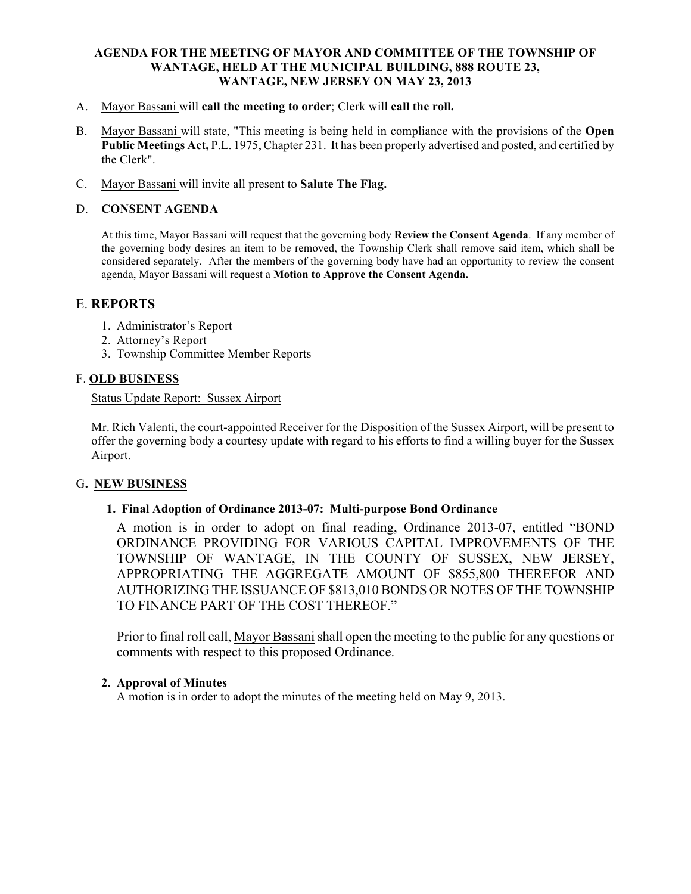**AGENDA FOR THE MEETING OF MAYOR AND COMMITTEE OF THE TOWNSHIP OF WANTAGE, HELD AT THE MUNICIPAL BUILDING, 888 ROUTE 23, WANTAGE, NEW JERSEY ON MAY 23, 2013**

A. Mayor Bassani will **call the meeting to order**; Clerk will **call the roll.**

B. Mayor Bassani will state, "This meeting is being held in compliance with the provisions of the **Open Public Meetings Act,** P.L. 1975, Chapter 231. It has been properly advertised and posted, and certified by the Clerk".

C. Mayor Bassani will invite all present to **Salute The Flag.**

D. **CONSENT AGENDA**

At this time, Mayor Bassani will request that the governing body **Review the Consent Agenda**. If any member of the governing body desires an item to be removed, the Township Clerk shall remove said item, which shall be considered separately. After the members of the governing body have had an opportunity to review the consent agenda, Mayor Bassani will request a **Motion to Approve the Consent Agenda.**

## E. REPORTS

1. Administrator's Report
2. Attorney's Report
3. Township Committee Member Reports

## F. OLD BUSINESS

Status Update Report: Sussex Airport

Mr. Rich Valenti, the court-appointed Receiver for the Disposition of the Sussex Airport, will be present to offer the governing body a courtesy update with regard to his efforts to find a willing buyer for the Sussex Airport.

## G. NEW BUSINESS

**1. Final Adoption of Ordinance 2013-07: Multi-purpose Bond Ordinance**

A motion is in order to adopt on final reading, Ordinance 2013-07, entitled "BOND ORDINANCE PROVIDING FOR VARIOUS CAPITAL IMPROVEMENTS OF THE TOWNSHIP OF WANTAGE, IN THE COUNTY OF SUSSEX, NEW JERSEY, APPROPRIATING THE AGGREGATE AMOUNT OF $855,800 THEREFOR AND AUTHORIZING THE ISSUANCE OF $813,010 BONDS OR NOTES OF THE TOWNSHIP TO FINANCE PART OF THE COST THEREOF."

Prior to final roll call, Mayor Bassani shall open the meeting to the public for any questions or comments with respect to this proposed Ordinance.

**2. Approval of Minutes**

A motion is in order to adopt the minutes of the meeting held on May 9, 2013.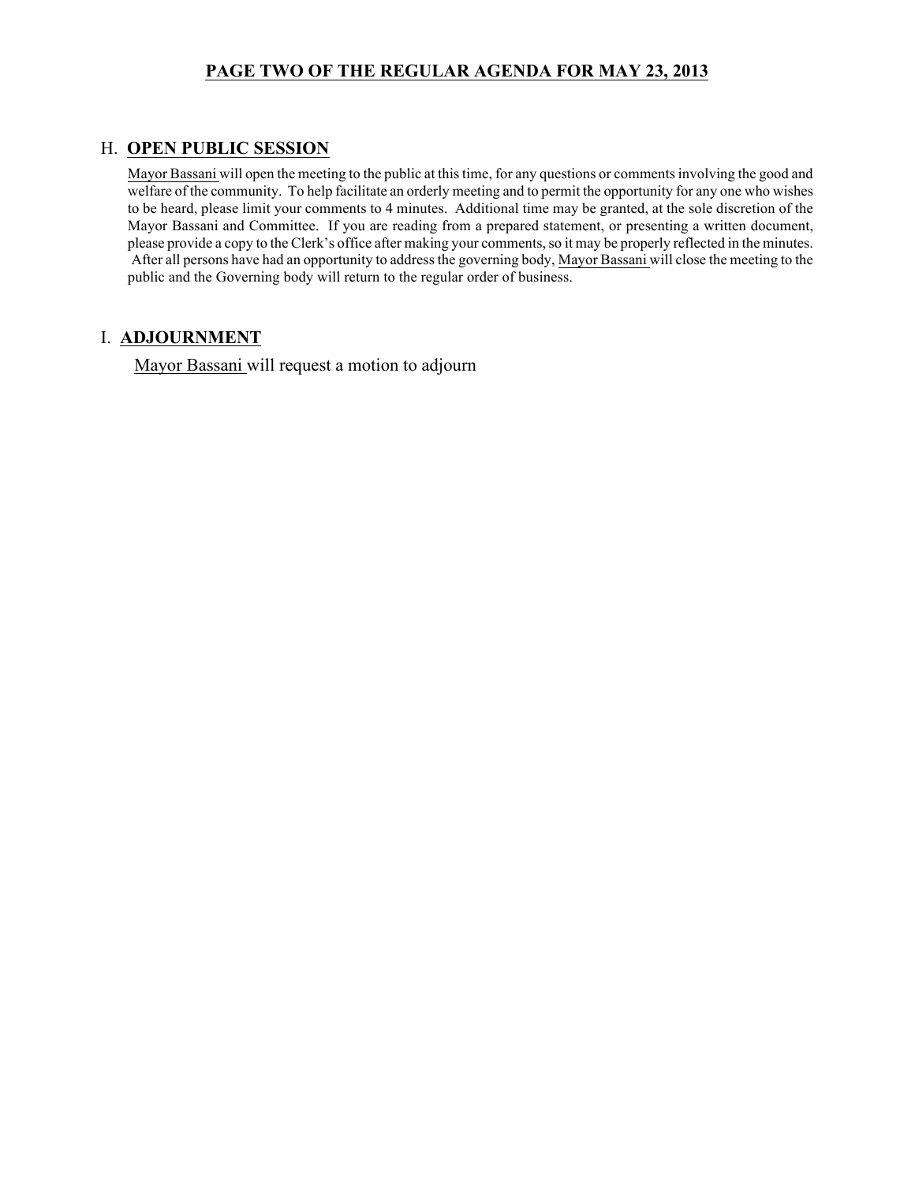## PAGE TWO OF THE REGULAR AGENDA FOR MAY 23, 2013

### H. OPEN PUBLIC SESSION

Mayor Bassani will open the meeting to the public at this time, for any questions or comments involving the good and welfare of the community. To help facilitate an orderly meeting and to permit the opportunity for any one who wishes to be heard, please limit your comments to 4 minutes. Additional time may be granted, at the sole discretion of the Mayor Bassani and Committee. If you are reading from a prepared statement, or presenting a written document, please provide a copy to the Clerk's office after making your comments, so it may be properly reflected in the minutes. After all persons have had an opportunity to address the governing body, Mayor Bassani will close the meeting to the public and the Governing body will return to the regular order of business.

### I. ADJOURNMENT

Mayor Bassani will request a motion to adjourn